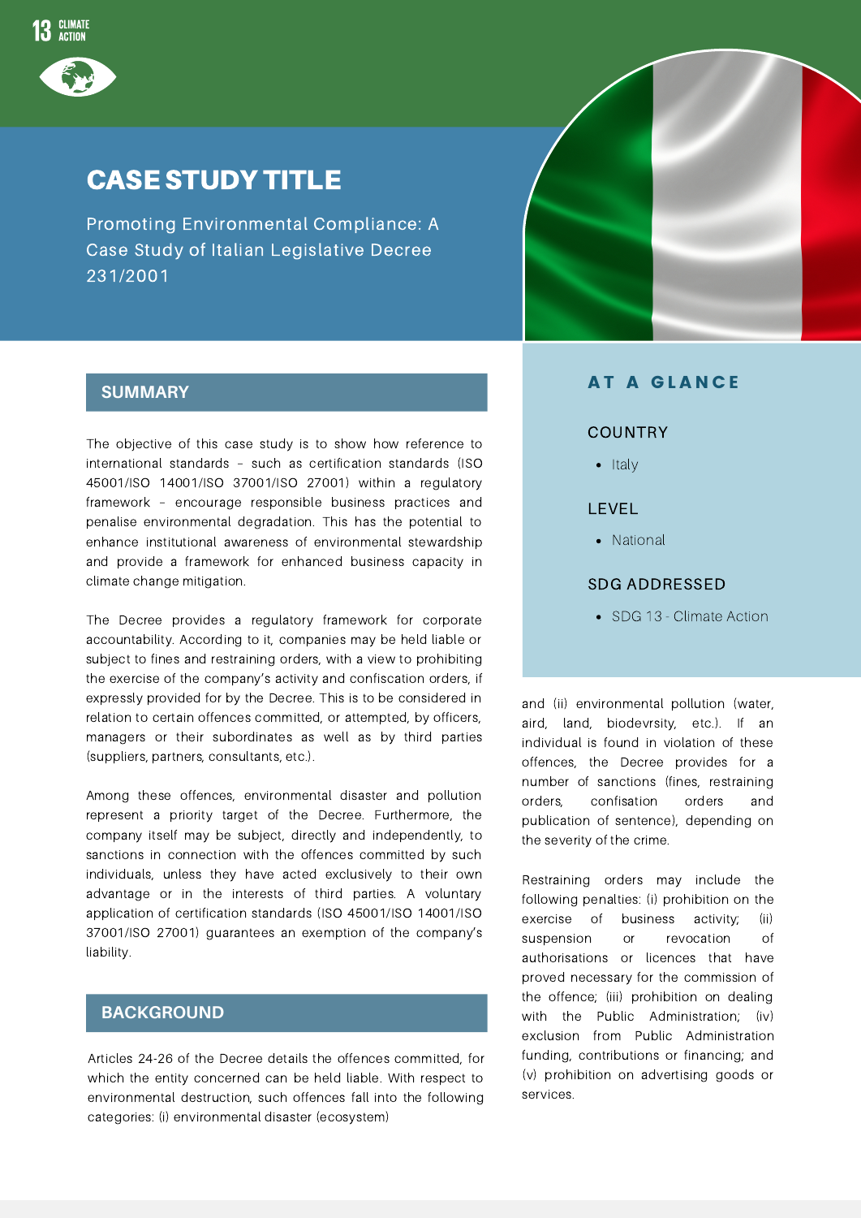13 CLIMATE ACTION

# CASE STUDY TITLE

Promoting Environmental Compliance: A Case Study of Italian Legislative Decree 231/2001

## SUMMARY

The objective of this case study is to show how reference to international standards – such as certification standards (ISO 45001/ISO 14001/ISO 37001/ISO 27001) within a regulatory framework – encourage responsible business practices and penalise environmental degradation. This has the potential to enhance institutional awareness of environmental stewardship and provide a framework for enhanced business capacity in climate change mitigation.

The Decree provides a regulatory framework for corporate accountability. According to it, companies may be held liable or subject to fines and restraining orders, with a view to prohibiting the exercise of the company's activity and confiscation orders, if expressly provided for by the Decree. This is to be considered in relation to certain offences committed, or attempted, by officers, managers or their subordinates as well as by third parties (suppliers, partners, consultants, etc.).

Among these offences, environmental disaster and pollution represent a priority target of the Decree. Furthermore, the company itself may be subject, directly and independently, to sanctions in connection with the offences committed by such individuals, unless they have acted exclusively to their own advantage or in the interests of third parties. A voluntary application of certification standards (ISO 45001/ISO 14001/ISO 37001/ISO 27001) guarantees an exemption of the company's liability.

## BACKGROUND

Articles 24-26 of the Decree details the offences committed, for which the entity concerned can be held liable. With respect to environmental destruction, such offences fall into the following categories: (i) environmental disaster (ecosystem) and (ii) environmental pollution (water, aird, land, biodevrsity, etc.). If an individual is found in violation of these offences, the Decree provides for a number of sanctions (fines, restraining orders, confisation orders and publication of sentence), depending on the severity of the crime.

Restraining orders may include the following penalties: (i) prohibition on the exercise of business activity; (ii) suspension or revocation of authorisations or licences that have proved necessary for the commission of the offence; (iii) prohibition on dealing with the Public Administration; (iv) exclusion from Public Administration funding, contributions or financing; and (v) prohibition on advertising goods or services.

## AT A GLANCE

### COUNTRY

- Italy

### LEVEL

- National

### SDG ADDRESSED

- SDG 13 - Climate Action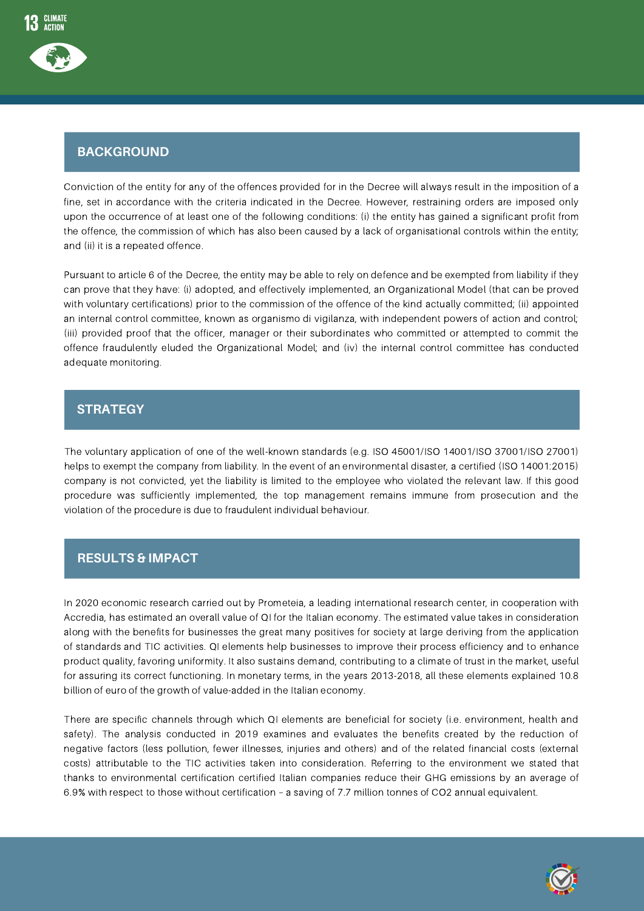## BACKGROUND

Conviction of the entity for any of the offences provided for in the Decree will always result in the imposition of a fine, set in accordance with the criteria indicated in the Decree. However, restraining orders are imposed only upon the occurrence of at least one of the following conditions: (i) the entity has gained a significant profit from the offence, the commission of which has also been caused by a lack of organisational controls within the entity; and (ii) it is a repeated offence.

Pursuant to article 6 of the Decree, the entity may be able to rely on defence and be exempted from liability if they can prove that they have: (i) adopted, and effectively implemented, an Organizational Model (that can be proved with voluntary certifications) prior to the commission of the offence of the kind actually committed; (ii) appointed an internal control committee, known as organismo di vigilanza, with independent powers of action and control; (iii) provided proof that the officer, manager or their subordinates who committed or attempted to commit the offence fraudulently eluded the Organizational Model; and (iv) the internal control committee has conducted adequate monitoring.

## STRATEGY

The voluntary application of one of the well-known standards (e.g. ISO 45001/ISO 14001/ISO 37001/ISO 27001) helps to exempt the company from liability. In the event of an environmental disaster, a certified (ISO 14001:2015) company is not convicted, yet the liability is limited to the employee who violated the relevant law. If this good procedure was sufficiently implemented, the top management remains immune from prosecution and the violation of the procedure is due to fraudulent individual behaviour.

## RESULTS & IMPACT

In 2020 economic research carried out by Prometeia, a leading international research center, in cooperation with Accredia, has estimated an overall value of QI for the Italian economy. The estimated value takes in consideration along with the benefits for businesses the great many positives for society at large deriving from the application of standards and TIC activities. QI elements help businesses to improve their process efficiency and to enhance product quality, favoring uniformity. It also sustains demand, contributing to a climate of trust in the market, useful for assuring its correct functioning. In monetary terms, in the years 2013-2018, all these elements explained 10.8 billion of euro of the growth of value-added in the Italian economy.

There are specific channels through which QI elements are beneficial for society (i.e. environment, health and safety). The analysis conducted in 2019 examines and evaluates the benefits created by the reduction of negative factors (less pollution, fewer illnesses, injuries and others) and of the related financial costs (external costs) attributable to the TIC activities taken into consideration. Referring to the environment we stated that thanks to environmental certification certified Italian companies reduce their GHG emissions by an average of 6.9% with respect to those without certification – a saving of 7.7 million tonnes of $CO_2$ annual equivalent.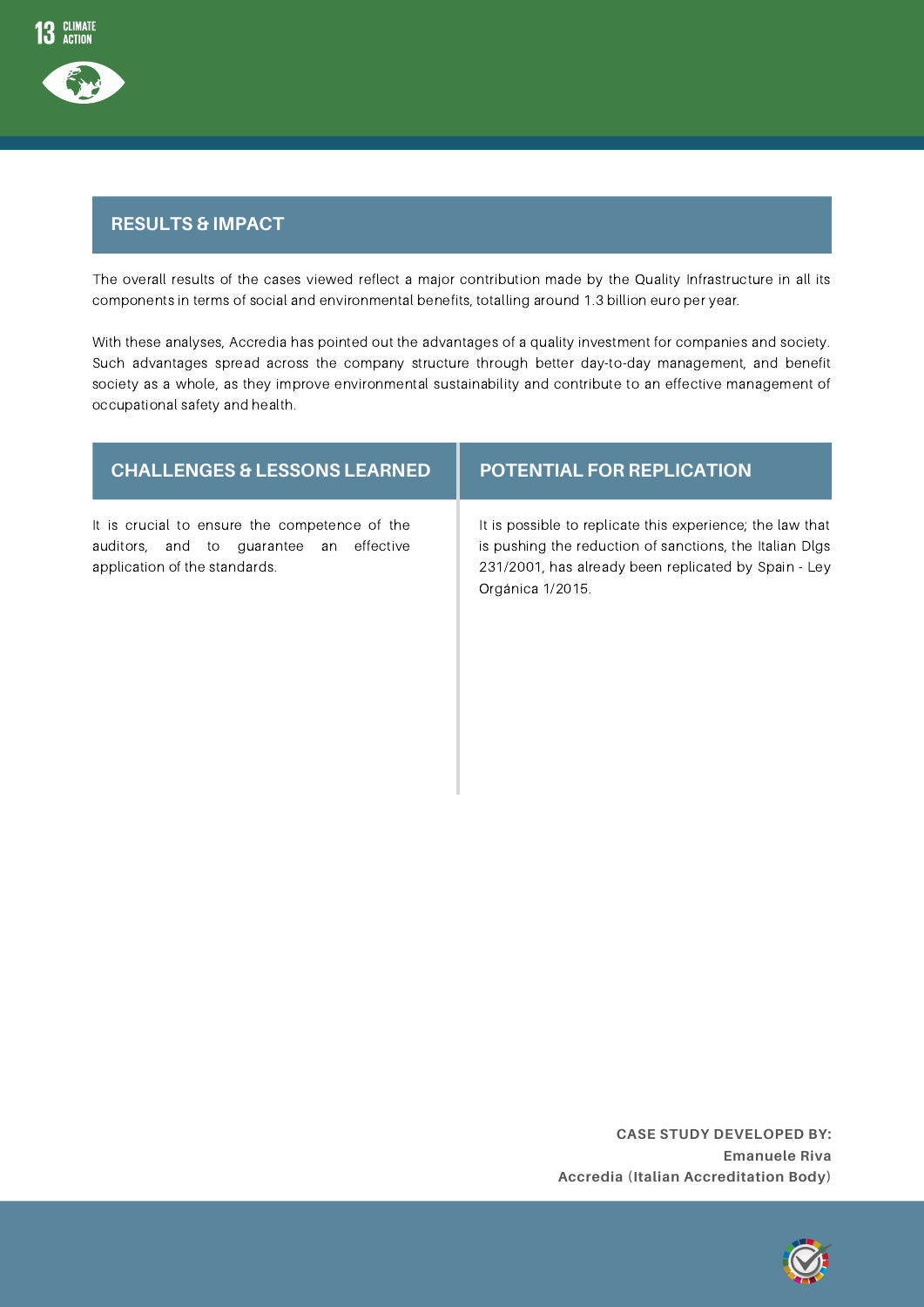## RESULTS & IMPACT

The overall results of the cases viewed reflect a major contribution made by the Quality Infrastructure in all its components in terms of social and environmental benefits, totalling around 1.3 billion euro per year.

With these analyses, Accredia has pointed out the advantages of a quality investment for companies and society. Such advantages spread across the company structure through better day-to-day management, and benefit society as a whole, as they improve environmental sustainability and contribute to an effective management of occupational safety and health.

## CHALLENGES & LESSONS LEARNED

It is crucial to ensure the competence of the auditors, and to guarantee an effective application of the standards.

## POTENTIAL FOR REPLICATION

It is possible to replicate this experience; the law that is pushing the reduction of sanctions, the Italian Dlgs 231/2001, has already been replicated by Spain - Ley Orgánica 1/2015.

**CASE STUDY DEVELOPED BY:**
**Emanuele Riva**
**Accredia (Italian Accreditation Body)**